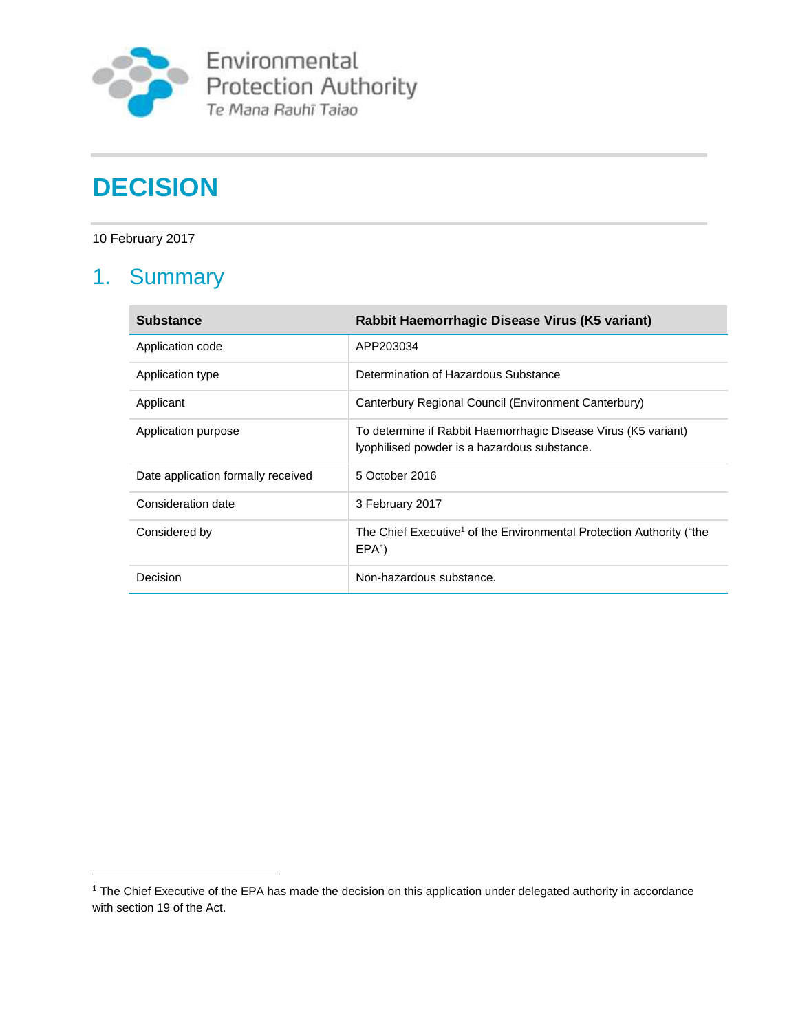Environmental Protection Authority

Te Mana Rauhī Taiao

# DECISION

10 February 2017

## 1. Summary

| Substance | Rabbit Haemorrhagic Disease Virus (K5 variant) |
|---|---|
| Application code | APP203034 |
| Application type | Determination of Hazardous Substance |
| Applicant | Canterbury Regional Council (Environment Canterbury) |
| Application purpose | To determine if Rabbit Haemorrhagic Disease Virus (K5 variant) lyophilised powder is a hazardous substance. |
| Date application formally received | 5 October 2016 |
| Consideration date | 3 February 2017 |
| Considered by | The Chief Executive[1] of the Environmental Protection Authority ("the EPA") |
| Decision | Non-hazardous substance. |

[1] The Chief Executive of the EPA has made the decision on this application under delegated authority in accordance with section 19 of the Act.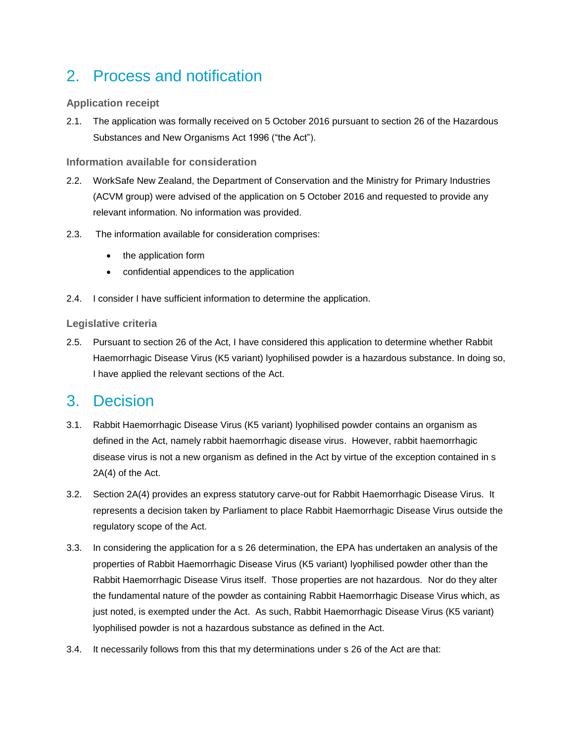## 2. Process and notification

### Application receipt

2.1. The application was formally received on 5 October 2016 pursuant to section 26 of the Hazardous Substances and New Organisms Act 1996 ("the Act").

### Information available for consideration

2.2. WorkSafe New Zealand, the Department of Conservation and the Ministry for Primary Industries (ACVM group) were advised of the application on 5 October 2016 and requested to provide any relevant information. No information was provided.

2.3. The information available for consideration comprises:

- the application form
- confidential appendices to the application

2.4. I consider I have sufficient information to determine the application.

### Legislative criteria

2.5. Pursuant to section 26 of the Act, I have considered this application to determine whether Rabbit Haemorrhagic Disease Virus (K5 variant) lyophilised powder is a hazardous substance. In doing so, I have applied the relevant sections of the Act.

## 3. Decision

3.1. Rabbit Haemorrhagic Disease Virus (K5 variant) lyophilised powder contains an organism as defined in the Act, namely rabbit haemorrhagic disease virus. However, rabbit haemorrhagic disease virus is not a new organism as defined in the Act by virtue of the exception contained in s 2A(4) of the Act.

3.2. Section 2A(4) provides an express statutory carve-out for Rabbit Haemorrhagic Disease Virus. It represents a decision taken by Parliament to place Rabbit Haemorrhagic Disease Virus outside the regulatory scope of the Act.

3.3. In considering the application for a s 26 determination, the EPA has undertaken an analysis of the properties of Rabbit Haemorrhagic Disease Virus (K5 variant) lyophilised powder other than the Rabbit Haemorrhagic Disease Virus itself. Those properties are not hazardous. Nor do they alter the fundamental nature of the powder as containing Rabbit Haemorrhagic Disease Virus which, as just noted, is exempted under the Act. As such, Rabbit Haemorrhagic Disease Virus (K5 variant) lyophilised powder is not a hazardous substance as defined in the Act.

3.4. It necessarily follows from this that my determinations under s 26 of the Act are that: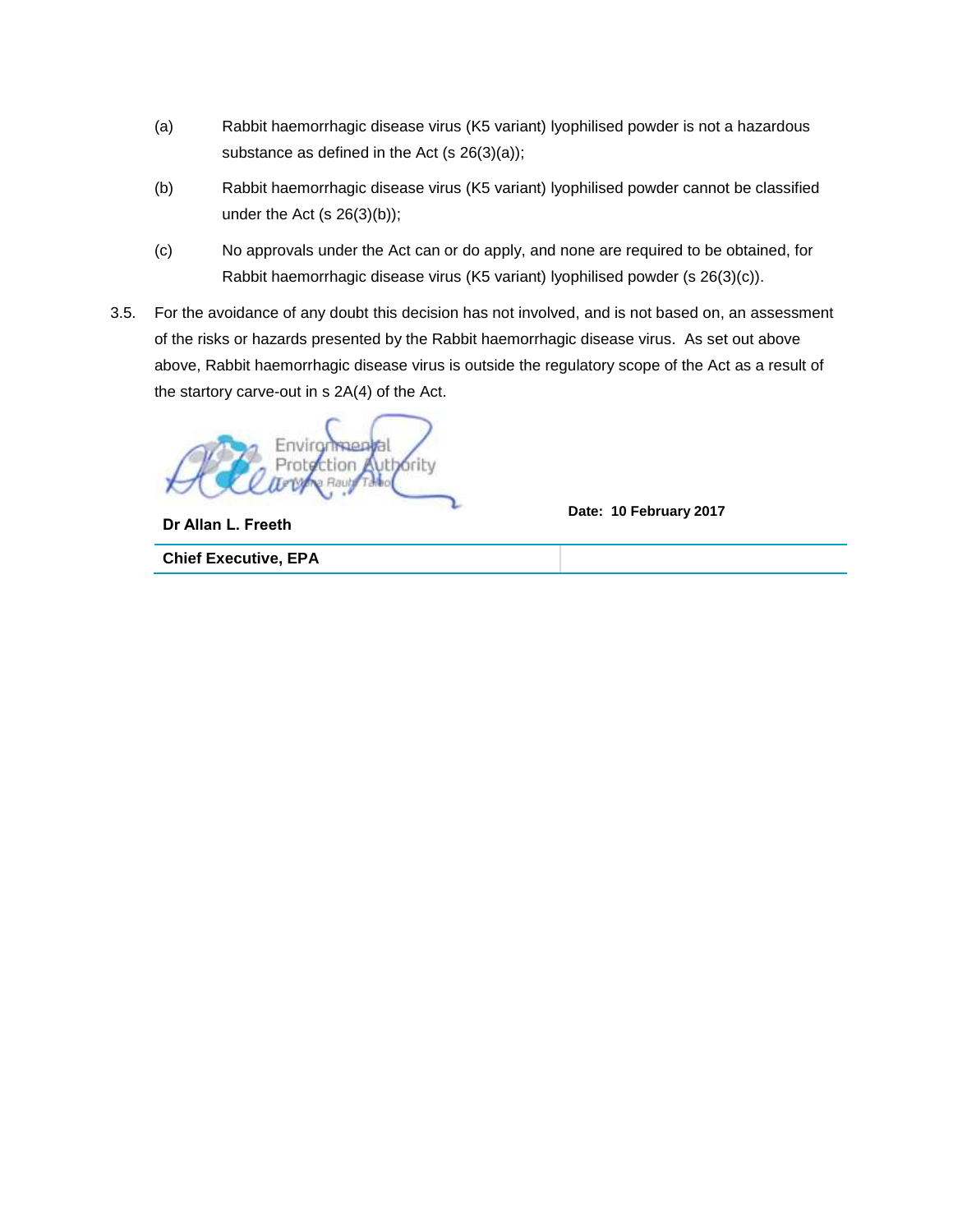(a) Rabbit haemorrhagic disease virus (K5 variant) lyophilised powder is not a hazardous substance as defined in the Act (s 26(3)(a));

(b) Rabbit haemorrhagic disease virus (K5 variant) lyophilised powder cannot be classified under the Act (s 26(3)(b));

(c) No approvals under the Act can or do apply, and none are required to be obtained, for Rabbit haemorrhagic disease virus (K5 variant) lyophilised powder (s 26(3)(c)).

3.5. For the avoidance of any doubt this decision has not involved, and is not based on, an assessment of the risks or hazards presented by the Rabbit haemorrhagic disease virus. As set out above above, Rabbit haemorrhagic disease virus is outside the regulatory scope of the Act as a result of the startory carve-out in s 2A(4) of the Act.

| | |
|---|---|
| **Dr Allan L. Freeth** | **Date: 10 February 2017** |
| **Chief Executive, EPA** | |